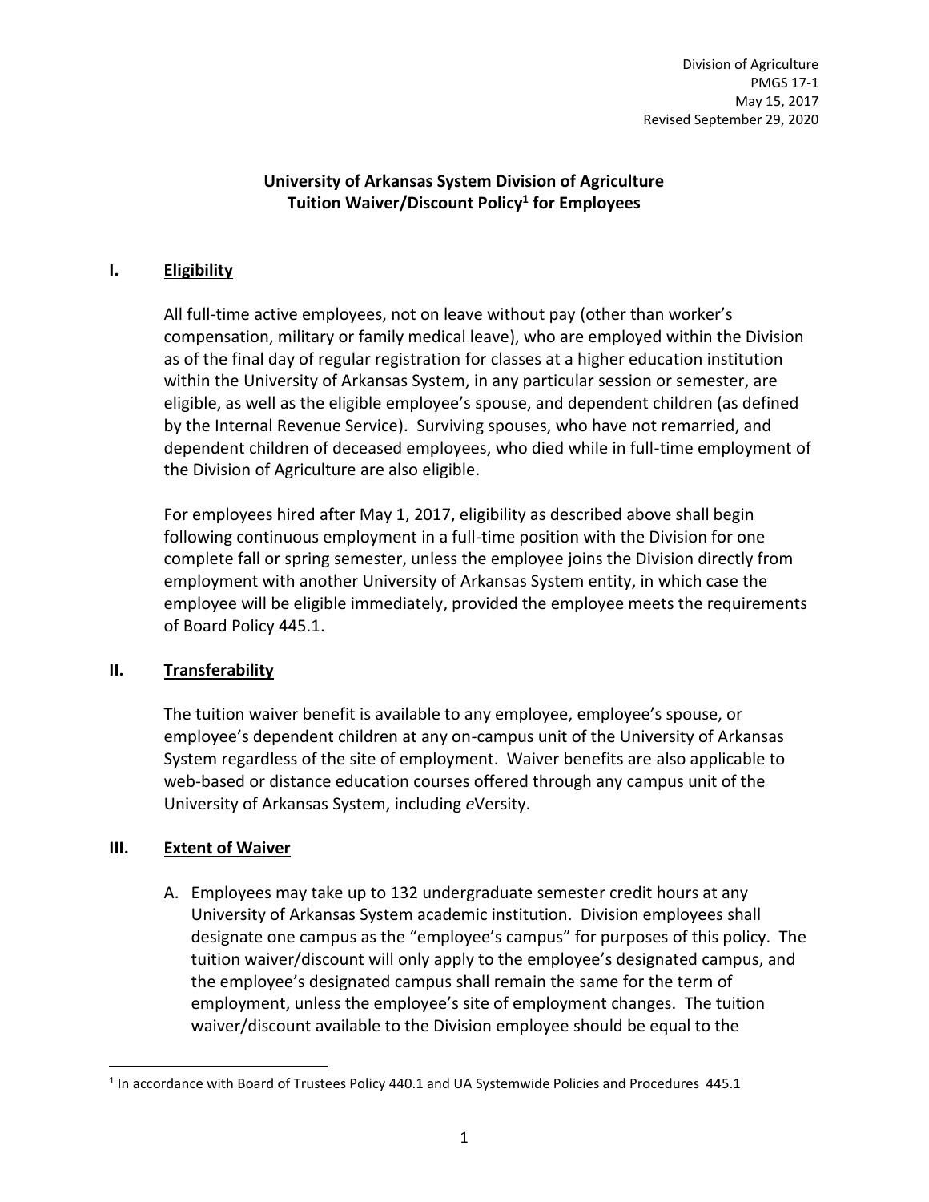Division of Agriculture
PMGS 17-1
May 15, 2017
Revised September 29, 2020

# University of Arkansas System Division of Agriculture Tuition Waiver/Discount Policy[1] for Employees

## I. Eligibility

All full-time active employees, not on leave without pay (other than worker's compensation, military or family medical leave), who are employed within the Division as of the final day of regular registration for classes at a higher education institution within the University of Arkansas System, in any particular session or semester, are eligible, as well as the eligible employee's spouse, and dependent children (as defined by the Internal Revenue Service). Surviving spouses, who have not remarried, and dependent children of deceased employees, who died while in full-time employment of the Division of Agriculture are also eligible.

For employees hired after May 1, 2017, eligibility as described above shall begin following continuous employment in a full-time position with the Division for one complete fall or spring semester, unless the employee joins the Division directly from employment with another University of Arkansas System entity, in which case the employee will be eligible immediately, provided the employee meets the requirements of Board Policy 445.1.

## II. Transferability

The tuition waiver benefit is available to any employee, employee's spouse, or employee's dependent children at any on-campus unit of the University of Arkansas System regardless of the site of employment. Waiver benefits are also applicable to web-based or distance education courses offered through any campus unit of the University of Arkansas System, including *e*Versity.

## III. Extent of Waiver

A. Employees may take up to 132 undergraduate semester credit hours at any University of Arkansas System academic institution. Division employees shall designate one campus as the "employee's campus" for purposes of this policy. The tuition waiver/discount will only apply to the employee's designated campus, and the employee's designated campus shall remain the same for the term of employment, unless the employee's site of employment changes. The tuition waiver/discount available to the Division employee should be equal to the

[1] In accordance with Board of Trustees Policy 440.1 and UA Systemwide Policies and Procedures 445.1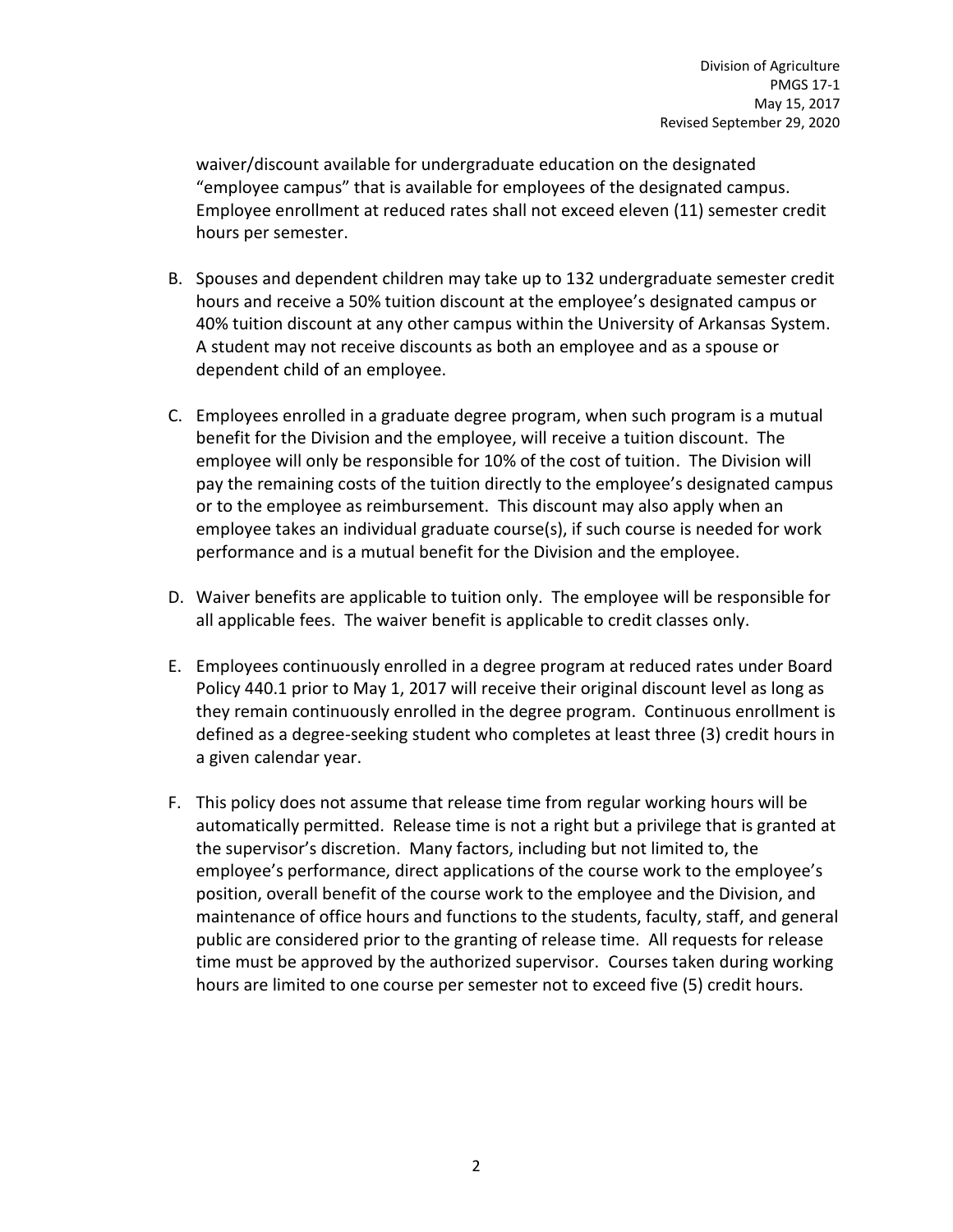waiver/discount available for undergraduate education on the designated "employee campus" that is available for employees of the designated campus. Employee enrollment at reduced rates shall not exceed eleven (11) semester credit hours per semester.

B. Spouses and dependent children may take up to 132 undergraduate semester credit hours and receive a 50% tuition discount at the employee's designated campus or 40% tuition discount at any other campus within the University of Arkansas System. A student may not receive discounts as both an employee and as a spouse or dependent child of an employee.

C. Employees enrolled in a graduate degree program, when such program is a mutual benefit for the Division and the employee, will receive a tuition discount. The employee will only be responsible for 10% of the cost of tuition. The Division will pay the remaining costs of the tuition directly to the employee's designated campus or to the employee as reimbursement. This discount may also apply when an employee takes an individual graduate course(s), if such course is needed for work performance and is a mutual benefit for the Division and the employee.

D. Waiver benefits are applicable to tuition only. The employee will be responsible for all applicable fees. The waiver benefit is applicable to credit classes only.

E. Employees continuously enrolled in a degree program at reduced rates under Board Policy 440.1 prior to May 1, 2017 will receive their original discount level as long as they remain continuously enrolled in the degree program. Continuous enrollment is defined as a degree-seeking student who completes at least three (3) credit hours in a given calendar year.

F. This policy does not assume that release time from regular working hours will be automatically permitted. Release time is not a right but a privilege that is granted at the supervisor's discretion. Many factors, including but not limited to, the employee's performance, direct applications of the course work to the employee's position, overall benefit of the course work to the employee and the Division, and maintenance of office hours and funtions to the students, faculty, staff, and general public are considered prior to the granting of release time. All requests for release time must be approved by the authorized supervisor. Courses taken during working hours are limited to one course per semester not to exceed five (5) credit hours.